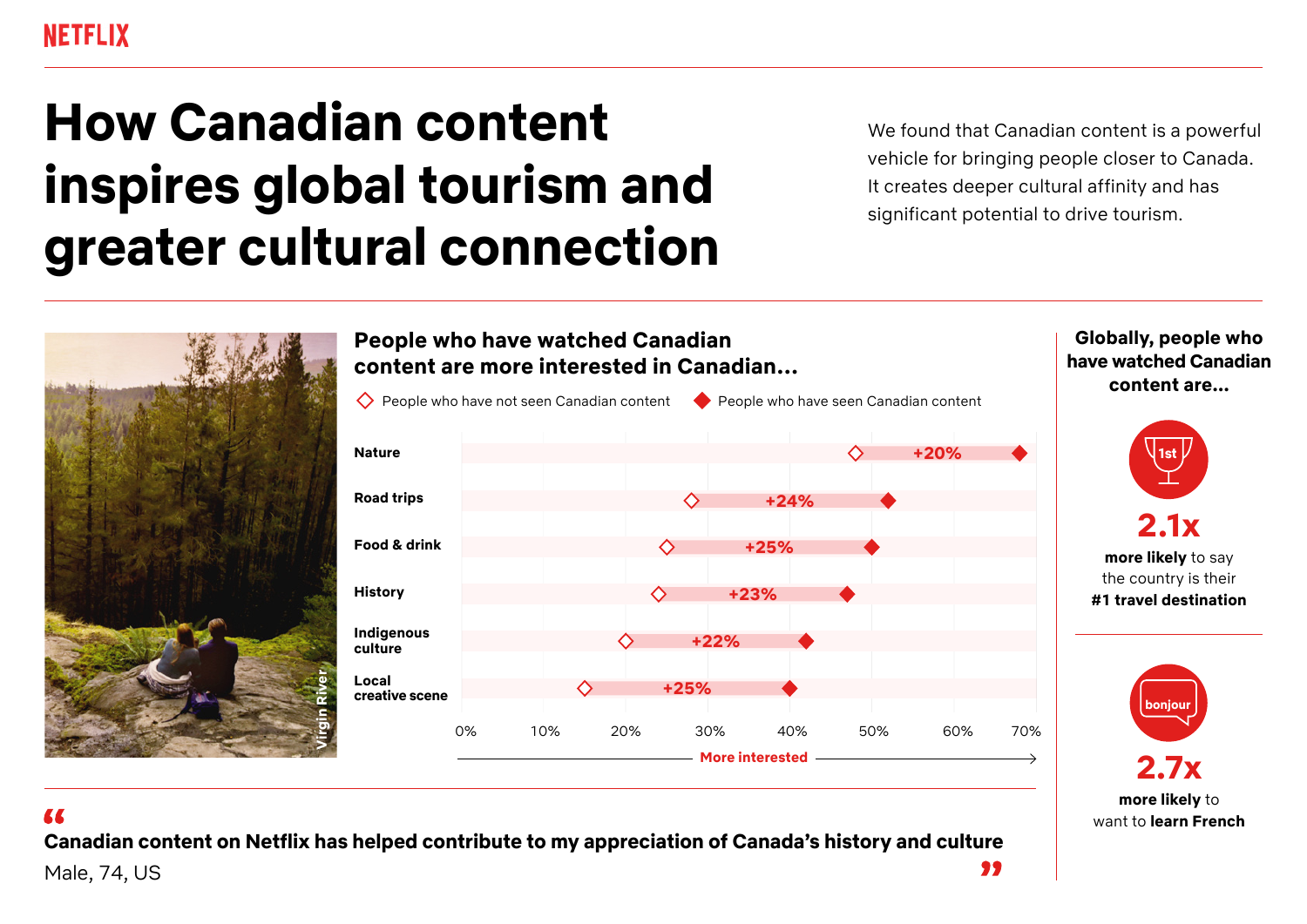NETFLIX

# How Canadian content inspires global tourism and greater cultural connection

We found that Canadian content is a powerful vehicle for bringing people closer to Canada. It creates deeper cultural affinity and has significant potential to drive tourism.

Virgin River

## People who have watched Canadian content are more interested in Canadian...

◇ People who have not seen Canadian content ◆ People who have seen Canadian content

| Category | Difference |
|---|---|
| Nature | +20% |
| Road trips | +24% |
| Food & drink | +25% |
| History | +23% |
| Indigenous culture | +22% |
| Local creative scene | +25% |

0% 10% 20% 30% 40% 50% 60% 70%

More interested

## Globally, people who have watched Canadian content are...

1st

**2.1x**

**more likely** to say the country is their **#1 travel destination**

bonjour

**2.7x**

**more likely** to want to **learn French**

> **Canadian content on Netflix has helped contribute to my appreciation of Canada's history and culture**

Male, 74, US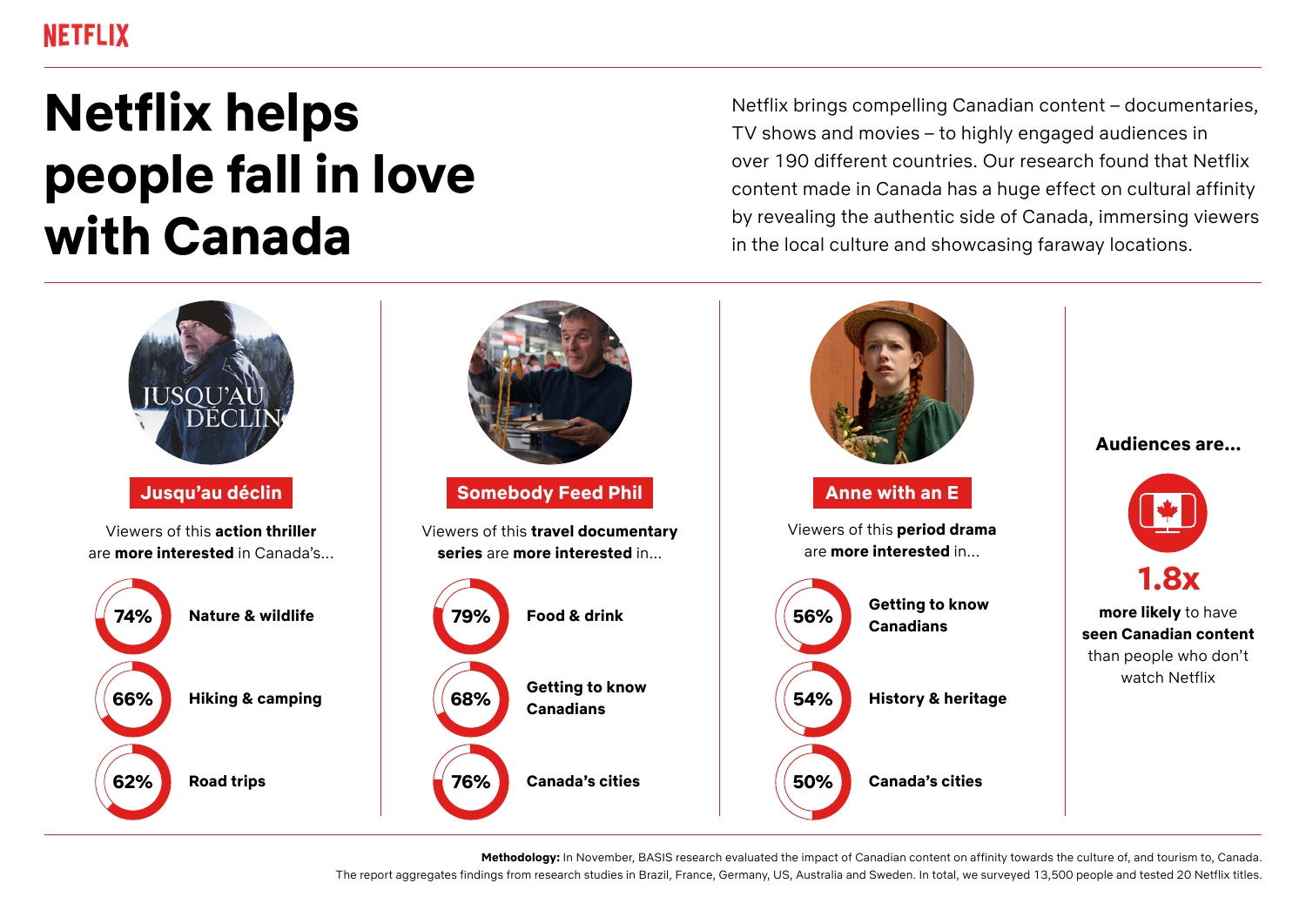NETFLIX

# Netflix helps people fall in love with Canada

Netflix brings compelling Canadian content – documentaries, TV shows and movies – to highly engaged audiences in over 190 different countries. Our research found that Netflix content made in Canada has a huge effect on cultural affinity by revealing the authentic side of Canada, immersing viewers in the local culture and showcasing faraway locations.

## Jusqu'au déclin

Viewers of this **action thriller** are **more interested** in Canada's...

74% **Nature & wildlife**

66% **Hiking & camping**

62% **Road trips**

## Somebody Feed Phil

Viewers of this **travel documentary series** are **more interested** in...

79% **Food & drink**

68% **Getting to know Canadians**

76% **Canada's cities**

## Anne with an E

Viewers of this **period drama** are **more interested** in...

56% **Getting to know Canadians**

54% **History & heritage**

50% **Canada's cities**

## Audiences are...

**1.8x**

**more likely** to have **seen Canadian content** than people who don't watch Netflix

**Methodology:** In November, BASIS research evaluated the impact of Canadian content on affinity towards the culture of, and tourism to, Canada. The report aggregates findings from research studies in Brazil, France, Germany, US, Australia and Sweden. In total, we surveyed 13,500 people and tested 20 Netflix titles.